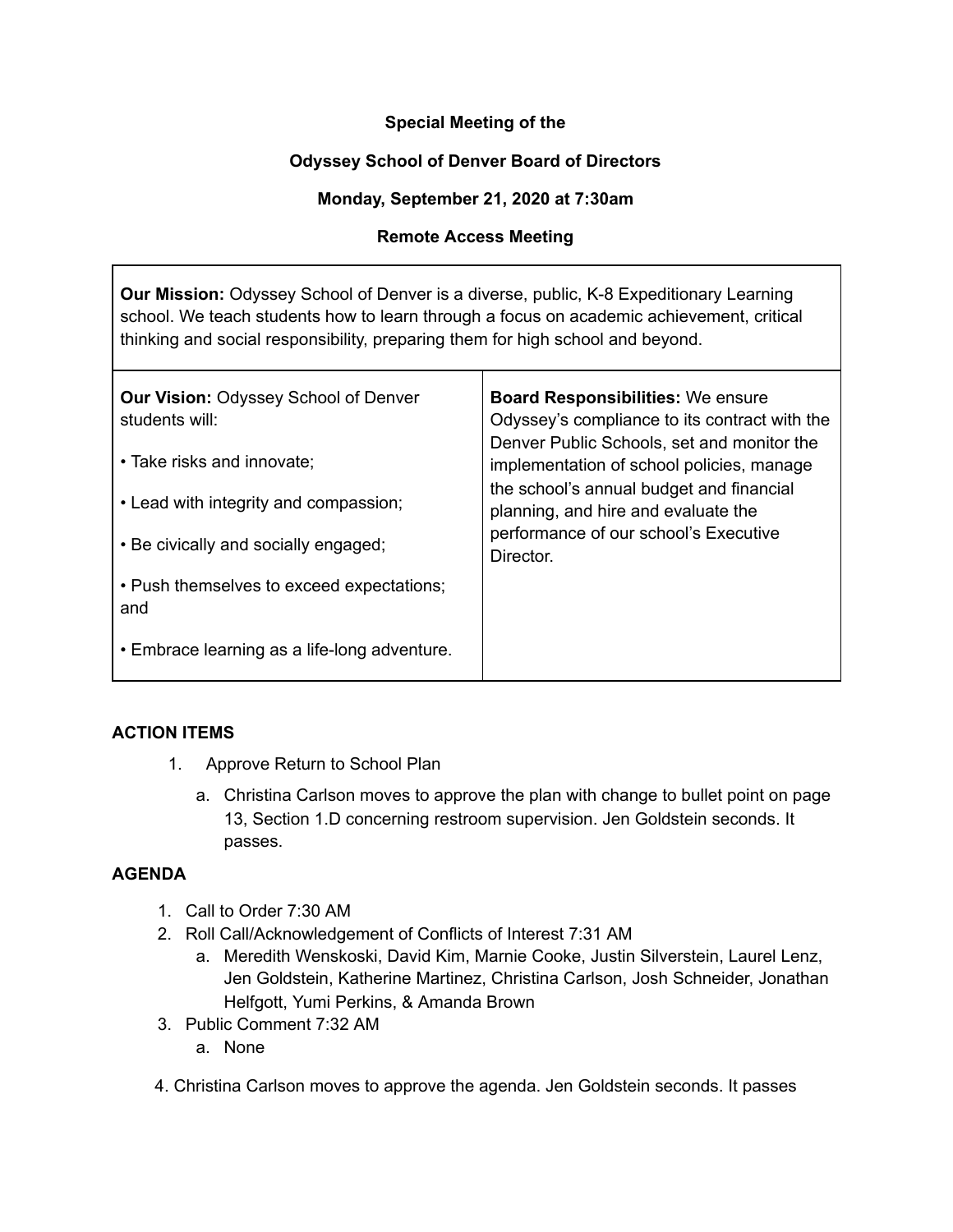**Special Meeting of the**

**Odyssey School of Denver Board of Directors**

**Monday, September 21, 2020 at 7:30am**

**Remote Access Meeting**

| **Our Mission:** Odyssey School of Denver is a diverse, public, K-8 Expeditionary Learning school. We teach students how to learn through a focus on academic achievement, critical thinking and social responsibility, preparing them for high school and beyond. | |
|---|---|
| **Our Vision:** Odyssey School of Denver students will:<br><br>• Take risks and innovate;<br><br>• Lead with integrity and compassion;<br><br>• Be civically and socially engaged;<br><br>• Push themselves to exceed expectations; and<br><br>• Embrace learning as a life-long adventure. | **Board Responsibilities:** We ensure Odyssey's compliance to its contract with the Denver Public Schools, set and monitor the implementation of school policies, manage the school's annual budget and financial planning, and hire and evaluate the performance of our school's Executive Director. |

**ACTION ITEMS**

1. Approve Return to School Plan
   a. Christina Carlson moves to approve the plan with change to bullet point on page 13, Section 1.D concerning restroom supervision. Jen Goldstein seconds. It passes.

**AGENDA**

1. Call to Order 7:30 AM
2. Roll Call/Acknowledgement of Conflicts of Interest 7:31 AM
   a. Meredith Wenskoski, David Kim, Marnie Cooke, Justin Silverstein, Laurel Lenz, Jen Goldstein, Katherine Martinez, Christina Carlson, Josh Schneider, Jonathan Helfgott, Yumi Perkins, & Amanda Brown
3. Public Comment 7:32 AM
   a. None
4. Christina Carlson moves to approve the agenda. Jen Goldstein seconds. It passes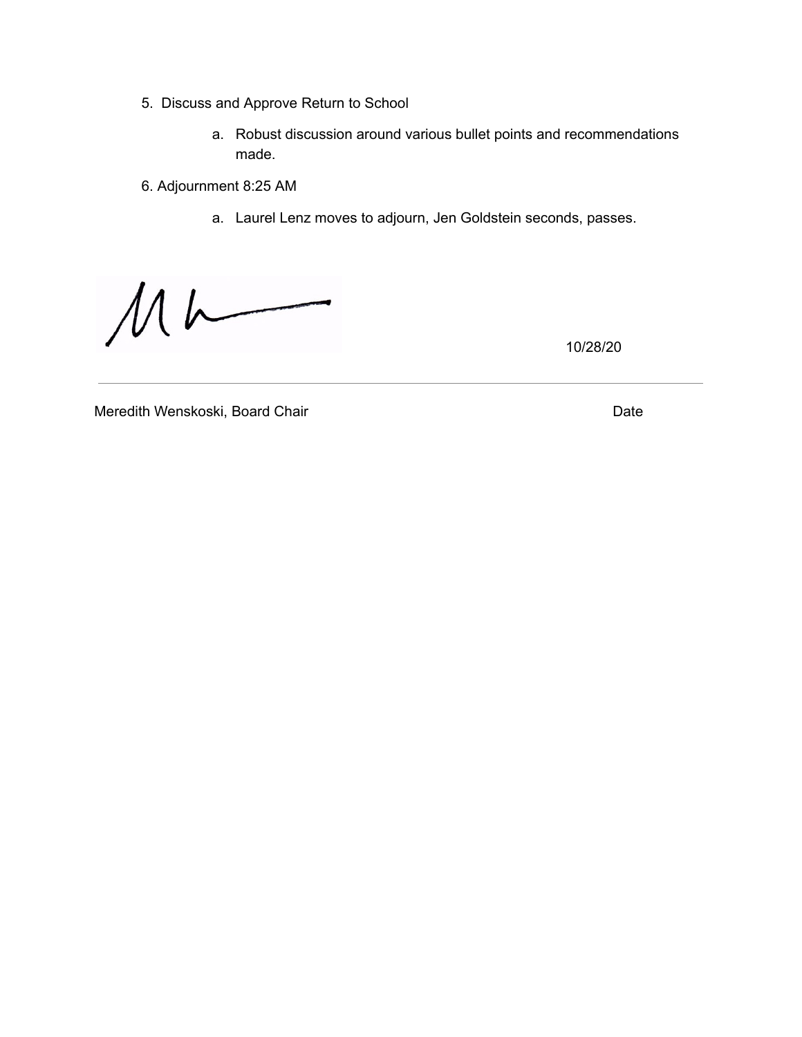5. Discuss and Approve Return to School
    a. Robust discussion around various bullet points and recommendations made.

6. Adjournment 8:25 AM
    a. Laurel Lenz moves to adjourn, Jen Goldstein seconds, passes.

10/28/20

Meredith Wenskoski, Board Chair — Date